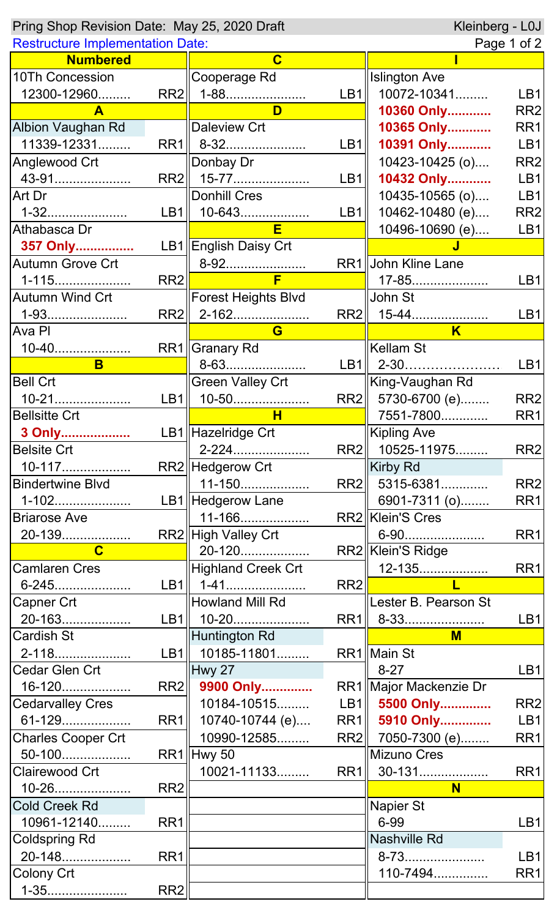Pring Shop Revision Date: May 25, 2020 Draft

Kleinberg - L0J

Restructure Implementation Date:

## Numbered

| Street | Range | Route |
|---|---|---|
| 10Th Concession | 12300-12960 | RR2 |

## A

| Street | Range | Route |
|---|---|---|
| Albion Vaughan Rd | 11339-12331 | RR1 |
| Anglewood Crt | 43-91 | RR2 |
| Art Dr | 1-32 | LB1 |
| Athabasca Dr | **357 Only** | LB1 |
| Autumn Grove Crt | 1-115 | RR2 |
| Autumn Wind Crt | 1-93 | RR2 |
| Ava Pl | 10-40 | RR1 |

## B

| Street | Range | Route |
|---|---|---|
| Bell Crt | 10-21 | LB1 |
| Bellsitte Crt | **3 Only** | LB1 |
| Belsite Crt | 10-117 | RR2 |
| Bindertwine Blvd | 1-102 | LB1 |
| Briarose Ave | 20-139 | RR2 |

## C

| Street | Range | Route |
|---|---|---|
| Camlaren Cres | 6-245 | LB1 |
| Capner Crt | 20-163 | LB1 |
| Cardish St | 2-118 | LB1 |
| Cedar Glen Crt | 16-120 | RR2 |
| Cedarvalley Cres | 61-129 | RR1 |
| Charles Cooper Crt | 50-100 | RR1 |
| Clairewood Crt | 10-26 | RR2 |
| Cold Creek Rd | 10961-12140 | RR1 |
| Coldspring Rd | 20-148 | RR1 |
| Colony Crt | 1-35 | RR2 |
| Cooperage Rd | 1-88 | LB1 |

## D

| Street | Range | Route |
|---|---|---|
| Daleview Crt | 8-32 | LB1 |
| Donbay Dr | 15-77 | LB1 |
| Donhill Cres | 10-643 | LB1 |

## E

| Street | Range | Route |
|---|---|---|
| English Daisy Crt | 8-92 | RR1 |

## F

| Street | Range | Route |
|---|---|---|
| Forest Heights Blvd | 2-162 | RR2 |

## G

| Street | Range | Route |
|---|---|---|
| Granary Rd | 8-63 | LB1 |
| Green Valley Crt | 10-50 | RR2 |

## H

| Street | Range | Route |
|---|---|---|
| Hazelridge Crt | 2-224 | RR2 |
| Hedgerow Crt | 11-150 | RR2 |
| Hedgerow Lane | 11-166 | RR2 |
| High Valley Crt | 20-120 | RR2 |
| Highland Creek Crt | 1-41 | RR2 |
| Howland Mill Rd | 10-20 | RR1 |
| Huntington Rd | 10185-11801 | RR1 |
| Hwy 27 | **9900 Only** | RR1 |
| | 10184-10515 | LB1 |
| | 10740-10744 (e) | RR1 |
| | 10990-12585 | RR2 |
| Hwy 50 | 10021-11133 | RR1 |

## I

| Street | Range | Route |
|---|---|---|
| Islington Ave | 10072-10341 | LB1 |
| | **10360 Only** | RR2 |
| | **10365 Only** | RR1 |
| | **10391 Only** | LB1 |
| | 10423-10425 (o) | RR2 |
| | **10432 Only** | LB1 |
| | 10435-10565 (o) | LB1 |
| | 10462-10480 (e) | RR2 |
| | 10496-10690 (e) | LB1 |

## J

| Street | Range | Route |
|---|---|---|
| John Kline Lane | 17-85 | LB1 |
| John St | 15-44 | LB1 |

## K

| Street | Range | Route |
|---|---|---|
| Kellam St | 2-30 | LB1 |
| King-Vaughan Rd | 5730-6700 (e) | RR2 |
| | 7551-7800 | RR1 |
| Kipling Ave | 10525-11975 | RR2 |
| Kirby Rd | 5315-6381 | RR2 |
| | 6901-7311 (o) | RR1 |
| Klein'S Cres | 6-90 | RR1 |
| Klein'S Ridge | 12-135 | RR1 |

## L

| Street | Range | Route |
|---|---|---|
| Lester B. Pearson St | 8-33 | LB1 |

## M

| Street | Range | Route |
|---|---|---|
| Main St | 8-27 | LB1 |
| Major Mackenzie Dr | **5500 Only** | RR2 |
| | **5910 Only** | LB1 |
| | 7050-7300 (e) | RR1 |
| Mizuno Cres | 30-131 | RR1 |

## N

| Street | Range | Route |
|---|---|---|
| Napier St | 6-99 | LB1 |
| Nashville Rd | 8-73 | LB1 |
| | 110-7494 | RR1 |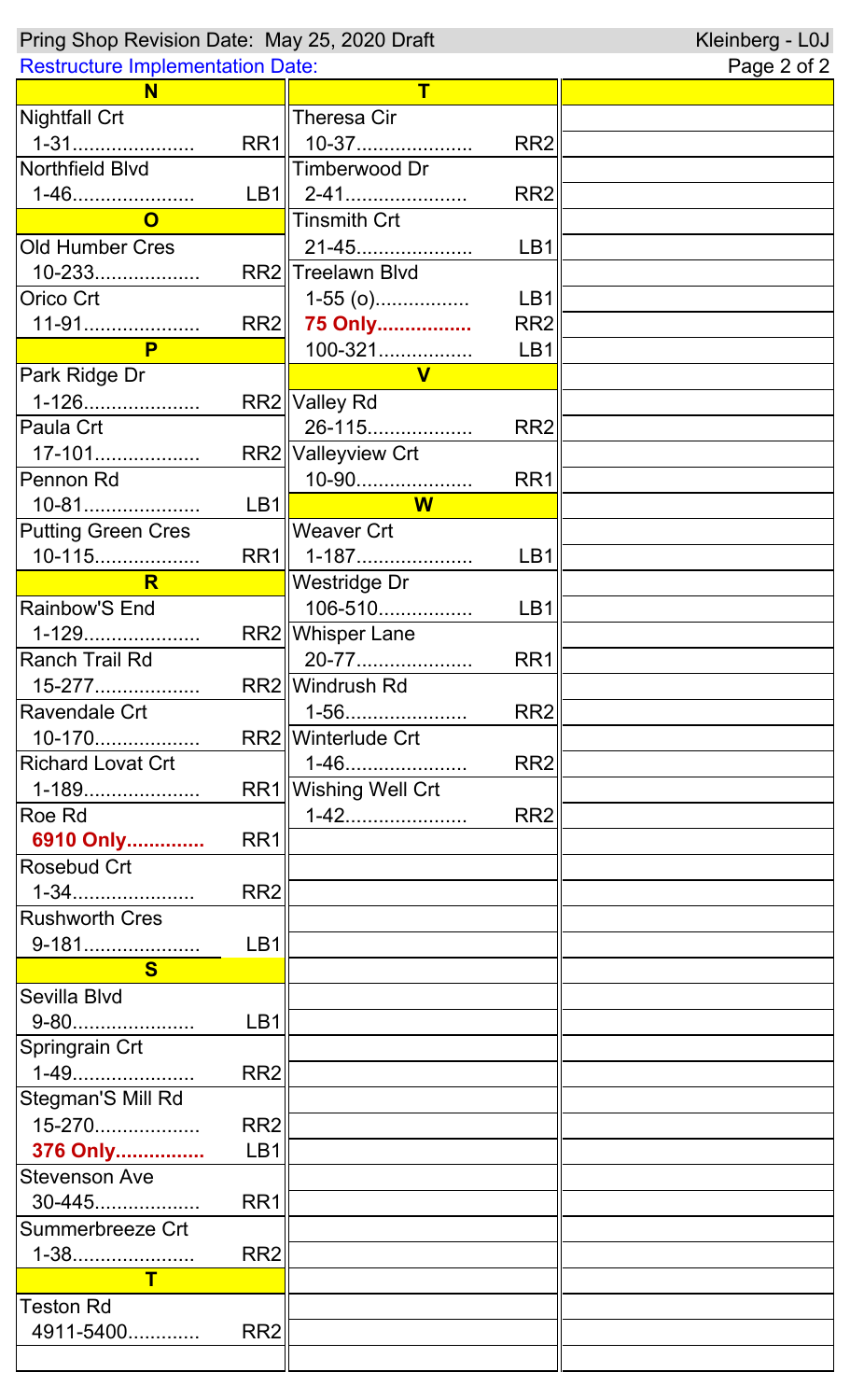Pring Shop Revision Date: May 25, 2020 Draft

Kleinberg - L0J

Restructure Implementation Date:

| Street / Range | Route |
|---|---|
| **N** | |
| Nightfall Crt | |
| 1-31...................... | RR1 |
| Northfield Blvd | |
| 1-46...................... | LB1 |
| **O** | |
| Old Humber Cres | |
| 10-233................... | RR2 |
| Orico Crt | |
| 11-91..................... | RR2 |
| **P** | |
| Park Ridge Dr | |
| 1-126..................... | RR2 |
| Paula Crt | |
| 17-101................... | RR2 |
| Pennon Rd | |
| 10-81..................... | LB1 |
| Putting Green Cres | |
| 10-115................... | RR1 |
| **R** | |
| Rainbow'S End | |
| 1-129..................... | RR2 |
| Ranch Trail Rd | |
| 15-277................... | RR2 |
| Ravendale Crt | |
| 10-170................... | RR2 |
| Richard Lovat Crt | |
| 1-189..................... | RR1 |
| Roe Rd | |
| **6910 Only.............** | RR1 |
| Rosebud Crt | |
| 1-34...................... | RR2 |
| Rushworth Cres | |
| 9-181..................... | LB1 |
| **S** | |
| Sevilla Blvd | |
| 9-80...................... | LB1 |
| Springrain Crt | |
| 1-49...................... | RR2 |
| Stegman'S Mill Rd | |
| 15-270................... | RR2 |
| **376 Only................** | LB1 |
| Stevenson Ave | |
| 30-445................... | RR1 |
| Summerbreeze Crt | |
| 1-38...................... | RR2 |
| **T** | |
| Teston Rd | |
| 4911-5400............. | RR2 |
| **T** | |
| Theresa Cir | |
| 10-37..................... | RR2 |
| Timberwood Dr | |
| 2-41...................... | RR2 |
| Tinsmith Crt | |
| 21-45..................... | LB1 |
| Treelawn Blvd | |
| 1-55 (o)................. | LB1 |
| **75 Only.................** | RR2 |
| 100-321................. | LB1 |
| **V** | |
| Valley Rd | |
| 26-115................... | RR2 |
| Valleyview Crt | |
| 10-90..................... | RR1 |
| **W** | |
| Weaver Crt | |
| 1-187..................... | LB1 |
| Westridge Dr | |
| 106-510................. | LB1 |
| Whisper Lane | |
| 20-77..................... | RR1 |
| Windrush Rd | |
| 1-56...................... | RR2 |
| Winterlude Crt | |
| 1-46...................... | RR2 |
| Wishing Well Crt | |
| 1-42...................... | RR2 |